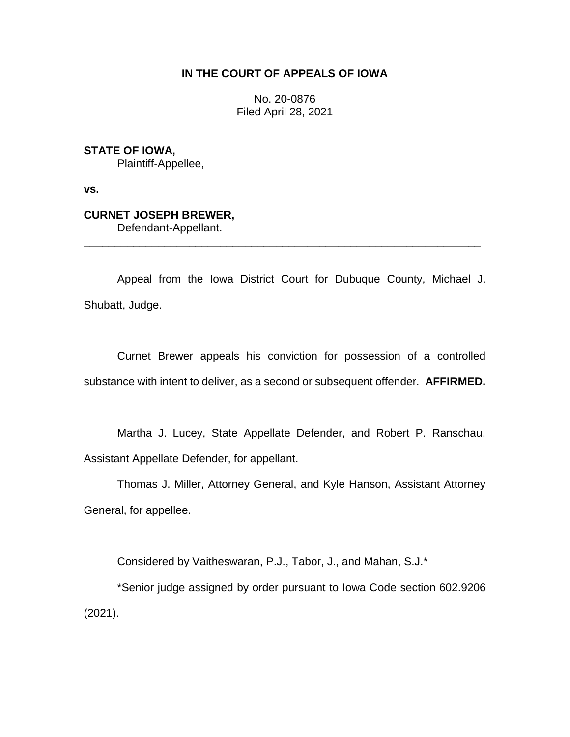**IN THE COURT OF APPEALS OF IOWA**

No. 20-0876
Filed April 28, 2021

**STATE OF IOWA,**
Plaintiff-Appellee,

**vs.**

**CURNET JOSEPH BREWER,**
Defendant-Appellant.

---

Appeal from the Iowa District Court for Dubuque County, Michael J. Shubatt, Judge.

Curnet Brewer appeals his conviction for possession of a controlled substance with intent to deliver, as a second or subsequent offender. **AFFIRMED.**

Martha J. Lucey, State Appellate Defender, and Robert P. Ranschau, Assistant Appellate Defender, for appellant.

Thomas J. Miller, Attorney General, and Kyle Hanson, Assistant Attorney General, for appellee.

Considered by Vaitheswaran, P.J., Tabor, J., and Mahan, S.J.*

*Senior judge assigned by order pursuant to Iowa Code section 602.9206 (2021).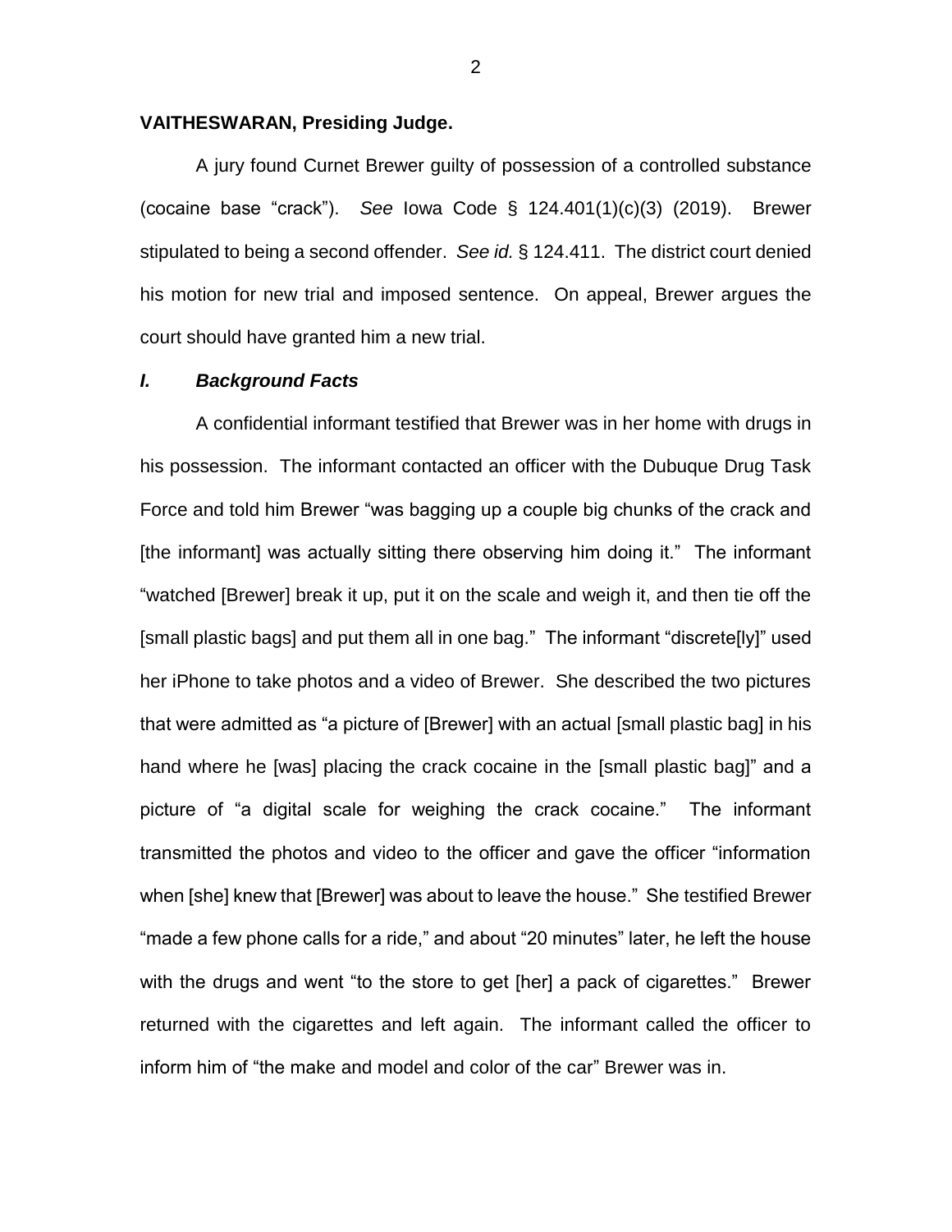**VAITHESWARAN, Presiding Judge.**

A jury found Curnet Brewer guilty of possession of a controlled substance (cocaine base "crack"). *See* Iowa Code § 124.401(1)(c)(3) (2019). Brewer stipulated to being a second offender. *See id.* § 124.411. The district court denied his motion for new trial and imposed sentence. On appeal, Brewer argues the court should have granted him a new trial.

### *I. Background Facts*

A confidential informant testified that Brewer was in her home with drugs in his possession. The informant contacted an officer with the Dubuque Drug Task Force and told him Brewer "was bagging up a couple big chunks of the crack and [the informant] was actually sitting there observing him doing it." The informant "watched [Brewer] break it up, put it on the scale and weigh it, and then tie off the [small plastic bags] and put them all in one bag." The informant "discrete[ly]" used her iPhone to take photos and a video of Brewer. She described the two pictures that were admitted as "a picture of [Brewer] with an actual [small plastic bag] in his hand where he [was] placing the crack cocaine in the [small plastic bag]" and a picture of "a digital scale for weighing the crack cocaine." The informant transmitted the photos and video to the officer and gave the officer "information when [she] knew that [Brewer] was about to leave the house." She testified Brewer "made a few phone calls for a ride," and about "20 minutes" later, he left the house with the drugs and went "to the store to get [her] a pack of cigarettes." Brewer returned with the cigarettes and left again. The informant called the officer to inform him of "the make and model and color of the car" Brewer was in.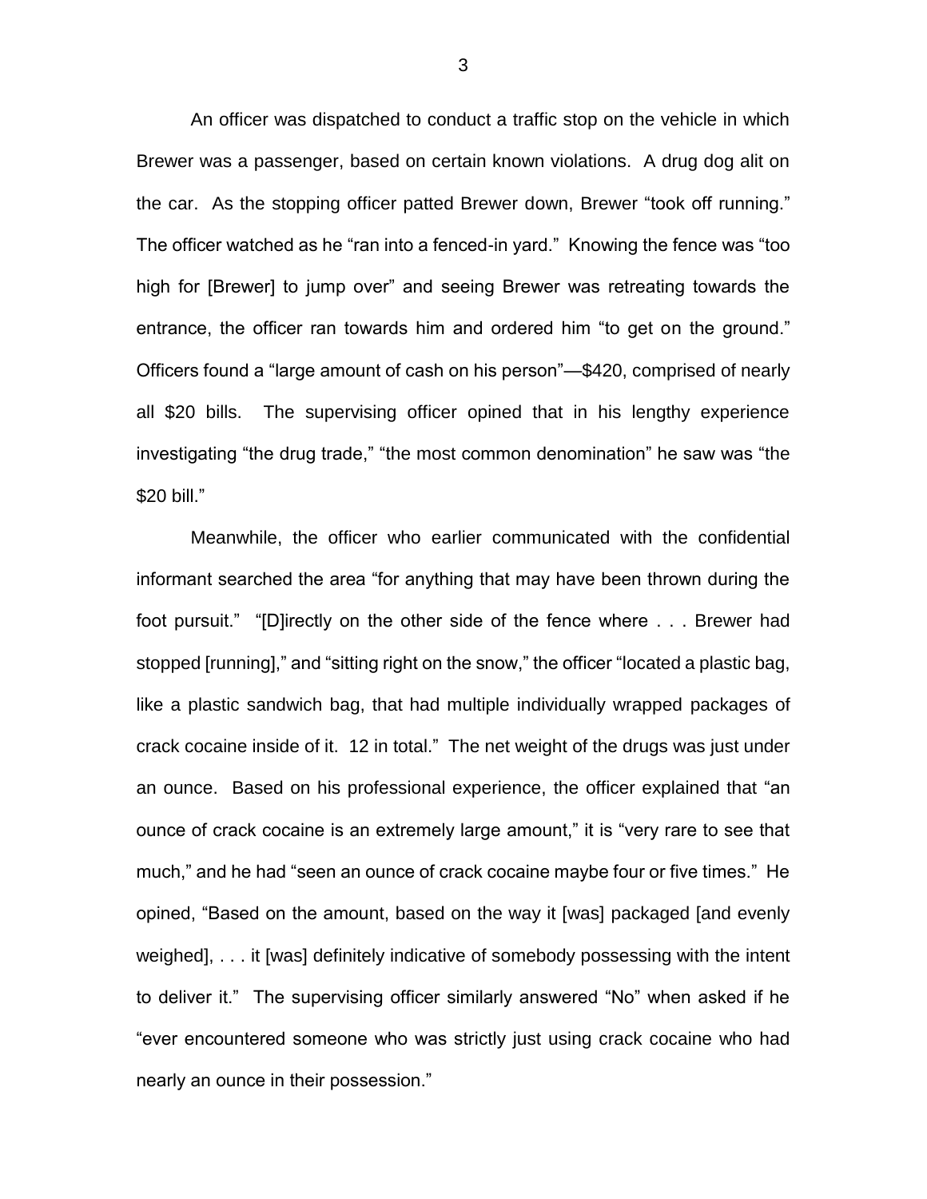An officer was dispatched to conduct a traffic stop on the vehicle in which Brewer was a passenger, based on certain known violations. A drug dog alit on the car. As the stopping officer patted Brewer down, Brewer "took off running." The officer watched as he "ran into a fenced-in yard." Knowing the fence was "too high for [Brewer] to jump over" and seeing Brewer was retreating towards the entrance, the officer ran towards him and ordered him "to get on the ground." Officers found a "large amount of cash on his person"—$420, comprised of nearly all $20 bills. The supervising officer opined that in his lengthy experience investigating "the drug trade," "the most common denomination" he saw was "the $20 bill."

Meanwhile, the officer who earlier communicated with the confidential informant searched the area "for anything that may have been thrown during the foot pursuit." "[D]irectly on the other side of the fence where . . . Brewer had stopped [running]," and "sitting right on the snow," the officer "located a plastic bag, like a plastic sandwich bag, that had multiple individually wrapped packages of crack cocaine inside of it. 12 in total." The net weight of the drugs was just under an ounce. Based on his professional experience, the officer explained that "an ounce of crack cocaine is an extremely large amount," it is "very rare to see that much," and he had "seen an ounce of crack cocaine maybe four or five times." He opined, "Based on the amount, based on the way it [was] packaged [and evenly weighed], . . . it [was] definitely indicative of somebody possessing with the intent to deliver it." The supervising officer similarly answered "No" when asked if he "ever encountered someone who was strictly just using crack cocaine who had nearly an ounce in their possession."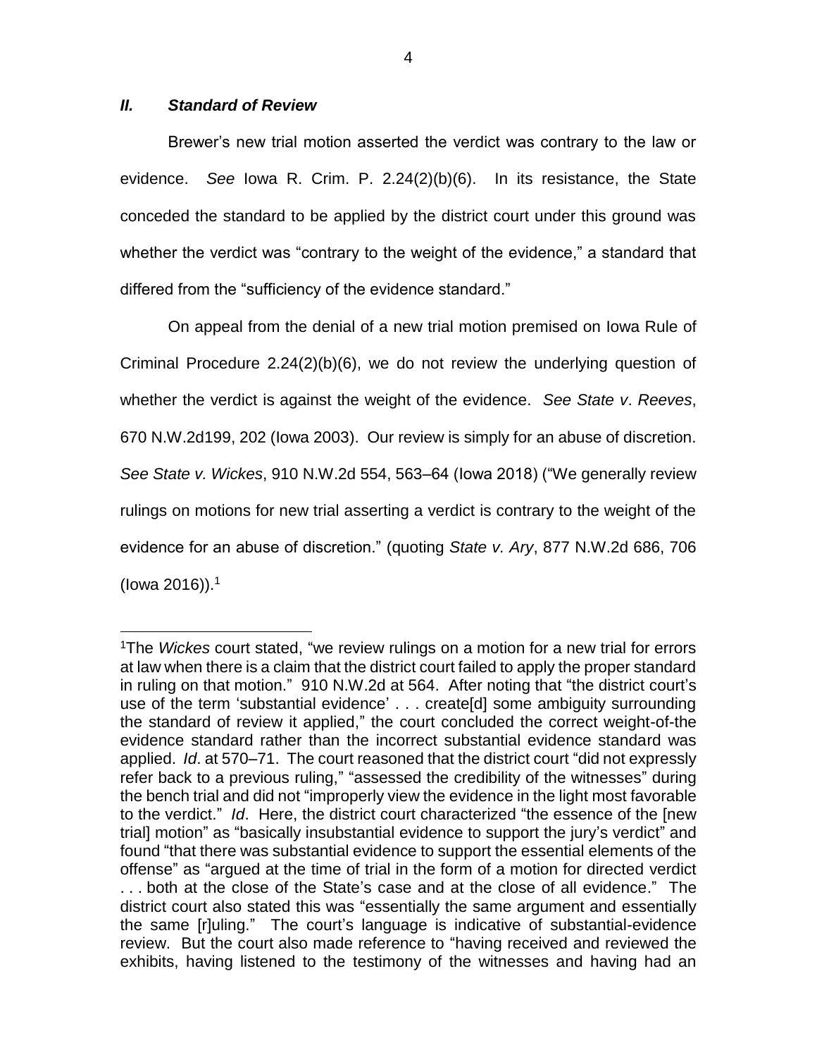### *II. Standard of Review*

Brewer's new trial motion asserted the verdict was contrary to the law or evidence. *See* Iowa R. Crim. P. 2.24(2)(b)(6). In its resistance, the State conceded the standard to be applied by the district court under this ground was whether the verdict was "contrary to the weight of the evidence," a standard that differed from the "sufficiency of the evidence standard."

On appeal from the denial of a new trial motion premised on Iowa Rule of Criminal Procedure 2.24(2)(b)(6), we do not review the underlying question of whether the verdict is against the weight of the evidence. *See State v. Reeves*, 670 N.W.2d199, 202 (Iowa 2003). Our review is simply for an abuse of discretion. *See State v. Wickes*, 910 N.W.2d 554, 563–64 (Iowa 2018) ("We generally review rulings on motions for new trial asserting a verdict is contrary to the weight of the evidence for an abuse of discretion." (quoting *State v. Ary*, 877 N.W.2d 686, 706 (Iowa 2016)).[1]

---

[1]The *Wickes* court stated, "we review rulings on a motion for a new trial for errors at law when there is a claim that the district court failed to apply the proper standard in ruling on that motion." 910 N.W.2d at 564. After noting that "the district court's use of the term 'substantial evidence' . . . create[d] some ambiguity surrounding the standard of review it applied," the court concluded the correct weight-of-the evidence standard rather than the incorrect substantial evidence standard was applied. *Id*. at 570–71. The court reasoned that the district court "did not expressly refer back to a previous ruling," "assessed the credibility of the witnesses" during the bench trial and did not "improperly view the evidence in the light most favorable to the verdict." *Id*. Here, the district court characterized "the essence of the [new trial] motion" as "basically insubstantial evidence to support the jury's verdict" and found "that there was substantial evidence to support the essential elements of the offense" as "argued at the time of trial in the form of a motion for directed verdict . . . both at the close of the State's case and at the close of all evidence." The district court also stated this was "essentially the same argument and essentially the same [r]uling." The court's language is indicative of substantial-evidence review. But the court also made reference to "having received and reviewed the exhibits, having listened to the testimony of the witnesses and having had an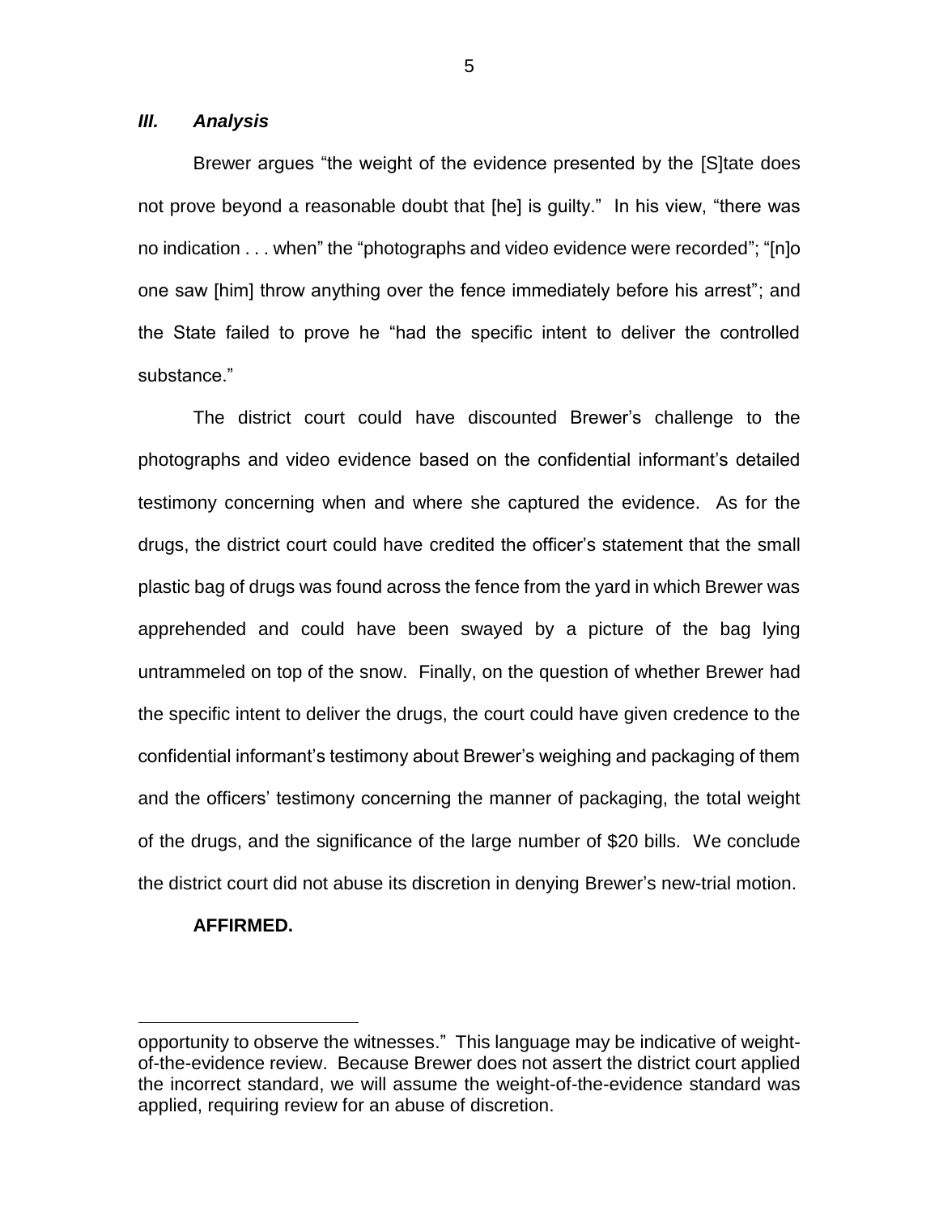### *III. Analysis*

Brewer argues "the weight of the evidence presented by the [S]tate does not prove beyond a reasonable doubt that [he] is guilty." In his view, "there was no indication . . . when" the "photographs and video evidence were recorded"; "[n]o one saw [him] throw anything over the fence immediately before his arrest"; and the State failed to prove he "had the specific intent to deliver the controlled substance."

The district court could have discounted Brewer's challenge to the photographs and video evidence based on the confidential informant's detailed testimony concerning when and where she captured the evidence. As for the drugs, the district court could have credited the officer's statement that the small plastic bag of drugs was found across the fence from the yard in which Brewer was apprehended and could have been swayed by a picture of the bag lying untrammeled on top of the snow. Finally, on the question of whether Brewer had the specific intent to deliver the drugs, the court could have given credence to the confidential informant's testimony about Brewer's weighing and packaging of them and the officers' testimony concerning the manner of packaging, the total weight of the drugs, and the significance of the large number of $20 bills. We conclude the district court did not abuse its discretion in denying Brewer's new-trial motion.

**AFFIRMED.**

---

opportunity to observe the witnesses." This language may be indicative of weight-of-the-evidence review. Because Brewer does not assert the district court applied the incorrect standard, we will assume the weight-of-the-evidence standard was applied, requiring review for an abuse of discretion.